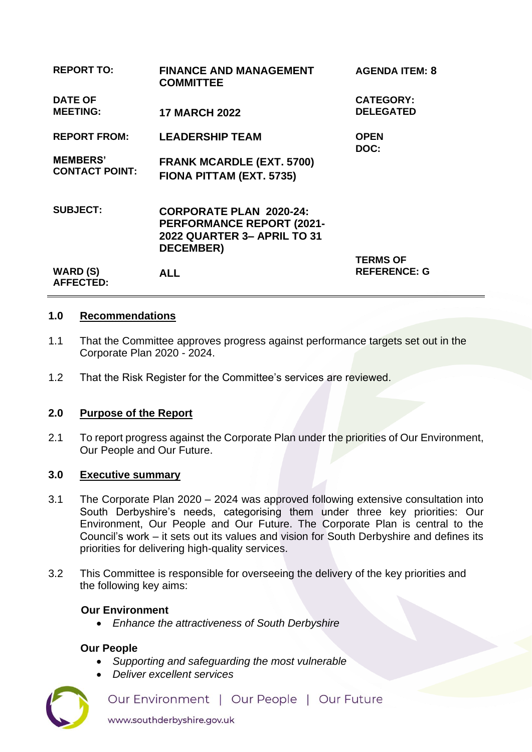| | | |
|---|---|---|
| **REPORT TO:** | **FINANCE AND MANAGEMENT COMMITTEE** | **AGENDA ITEM: 8** |
| **DATE OF MEETING:** | **17 MARCH 2022** | **CATEGORY: DELEGATED** |
| **REPORT FROM:** | **LEADERSHIP TEAM** | **OPEN DOC:** |
| **MEMBERS' CONTACT POINT:** | **FRANK MCARDLE (EXT. 5700)**<br>**FIONA PITTAM (EXT. 5735)** | |
| **SUBJECT:** | **CORPORATE PLAN 2020-24: PERFORMANCE REPORT (2021-2022 QUARTER 3– APRIL TO 31 DECEMBER)** | |
| **WARD (S) AFFECTED:** | **ALL** | **TERMS OF REFERENCE: G** |

## 1.0 Recommendations

1.1 That the Committee approves progress against performance targets set out in the Corporate Plan 2020 - 2024.

1.2 That the Risk Register for the Committee's services are reviewed.

## 2.0 Purpose of the Report

2.1 To report progress against the Corporate Plan under the priorities of Our Environment, Our People and Our Future.

## 3.0 Executive summary

3.1 The Corporate Plan 2020 – 2024 was approved following extensive consultation into South Derbyshire's needs, categorising them under three key priorities: Our Environment, Our People and Our Future. The Corporate Plan is central to the Council's work – it sets out its values and vision for South Derbyshire and defines its priorities for delivering high-quality services.

3.2 This Committee is responsible for overseeing the delivery of the key priorities and the following key aims:

**Our Environment**

- *Enhance the attractiveness of South Derbyshire*

**Our People**

- *Supporting and safeguarding the most vulnerable*
- *Deliver excellent services*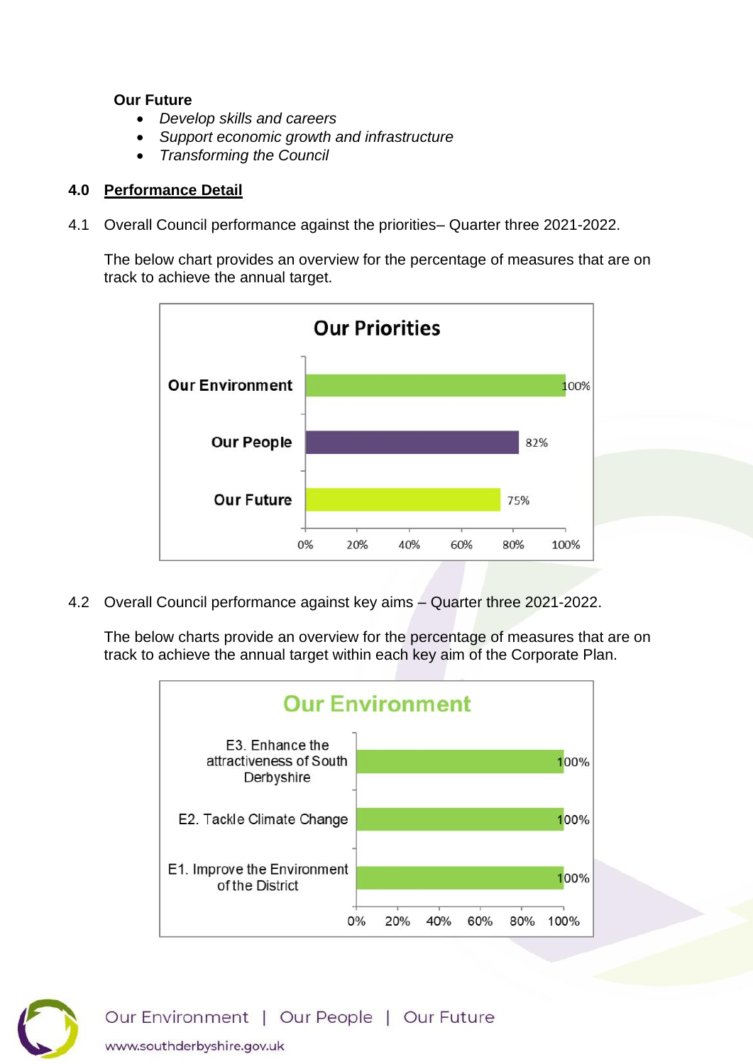**Our Future**

- *Develop skills and careers*
- *Support economic growth and infrastructure*
- *Transforming the Council*

## 4.0 Performance Detail

4.1 Overall Council performance against the priorities– Quarter three 2021-2022.

The below chart provides an overview for the percentage of measures that are on track to achieve the annual target.

**Our Priorities**

| Priority | % on track |
| --- | --- |
| Our Environment | 100% |
| Our People | 82% |
| Our Future | 75% |

4.2 Overall Council performance against key aims – Quarter three 2021-2022.

The below charts provide an overview for the percentage of measures that are on track to achieve the annual target within each key aim of the Corporate Plan.

**Our Environment**

| Key aim | % on track |
| --- | --- |
| E3. Enhance the attractiveness of South Derbyshire | 100% |
| E2. Tackle Climate Change | 100% |
| E1. Improve the Environment of the District | 100% |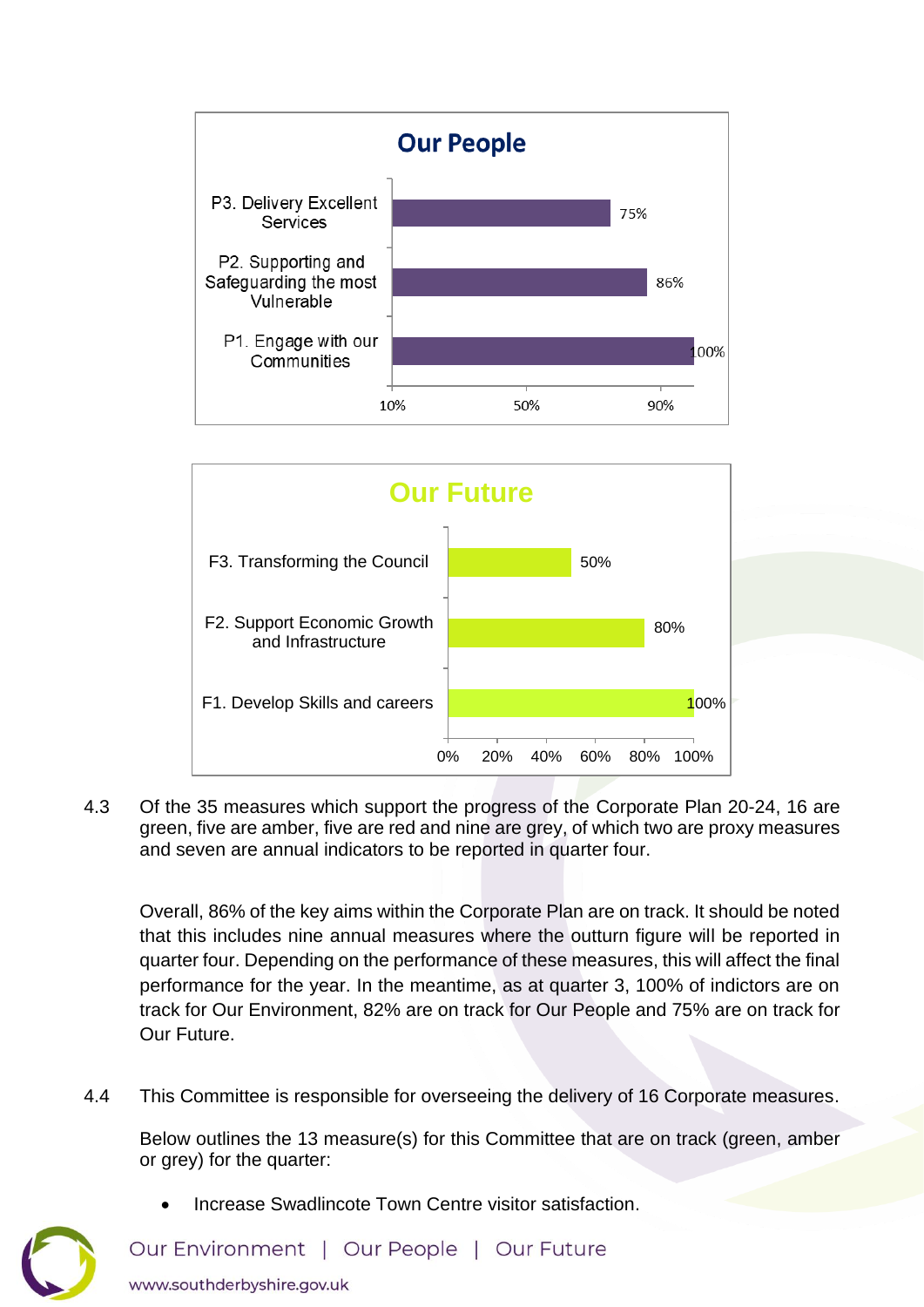## Our People

| Measure | % |
|---|---|
| P3. Delivery Excellent Services | 75% |
| P2. Supporting and Safeguarding the most Vulnerable | 86% |
| P1. Engage with our Communities | 100% |

## Our Future

| Measure | % |
|---|---|
| F3. Transforming the Council | 50% |
| F2. Support Economic Growth and Infrastructure | 80% |
| F1. Develop Skills and careers | 100% |

4.3 Of the 35 measures which support the progress of the Corporate Plan 20-24, 16 are green, five are amber, five are red and nine are grey, of which two are proxy measures and seven are annual indicators to be reported in quarter four.

Overall, 86% of the key aims within the Corporate Plan are on track. It should be noted that this includes nine annual measures where the outturn figure will be reported in quarter four. Depending on the performance of these measures, this will affect the final performance for the year. In the meantime, as at quarter 3, 100% of indictors are on track for Our Environment, 82% are on track for Our People and 75% are on track for Our Future.

4.4 This Committee is responsible for overseeing the delivery of 16 Corporate measures.

Below outlines the 13 measure(s) for this Committee that are on track (green, amber or grey) for the quarter:

- Increase Swadlincote Town Centre visitor satisfaction.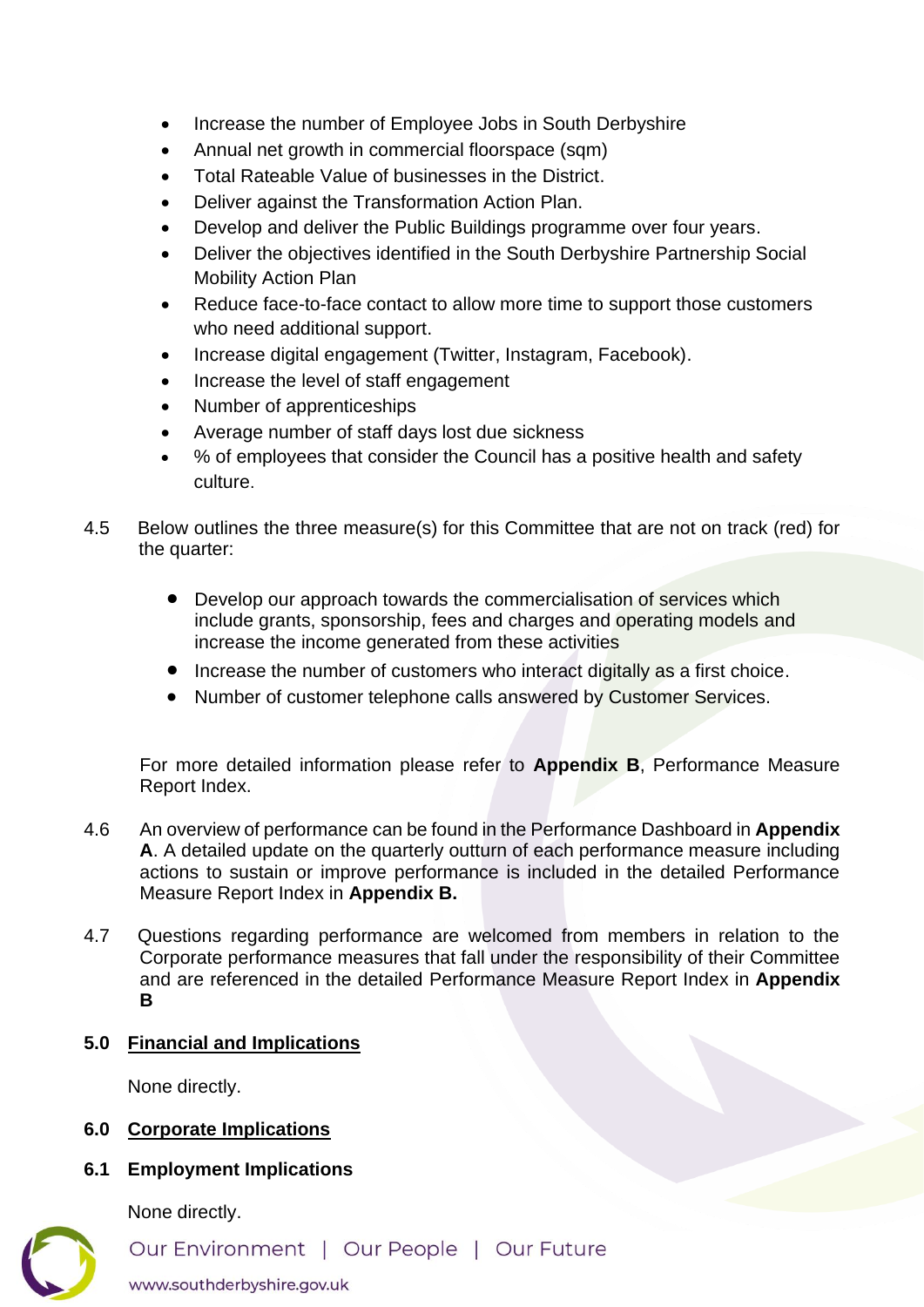- Increase the number of Employee Jobs in South Derbyshire
- Annual net growth in commercial floorspace (sqm)
- Total Rateable Value of businesses in the District.
- Deliver against the Transformation Action Plan.
- Develop and deliver the Public Buildings programme over four years.
- Deliver the objectives identified in the South Derbyshire Partnership Social Mobility Action Plan
- Reduce face-to-face contact to allow more time to support those customers who need additional support.
- Increase digital engagement (Twitter, Instagram, Facebook).
- Increase the level of staff engagement
- Number of apprenticeships
- Average number of staff days lost due sickness
- % of employees that consider the Council has a positive health and safety culture.

4.5 Below outlines the three measure(s) for this Committee that are not on track (red) for the quarter:

- Develop our approach towards the commercialisation of services which include grants, sponsorship, fees and charges and operating models and increase the income generated from these activities
- Increase the number of customers who interact digitally as a first choice.
- Number of customer telephone calls answered by Customer Services.

For more detailed information please refer to **Appendix B**, Performance Measure Report Index.

4.6 An overview of performance can be found in the Performance Dashboard in **Appendix A**. A detailed update on the quarterly outturn of each performance measure including actions to sustain or improve performance is included in the detailed Performance Measure Report Index in **Appendix B.**

4.7 Questions regarding performance are welcomed from members in relation to the Corporate performance measures that fall under the responsibility of their Committee and are referenced in the detailed Performance Measure Report Index in **Appendix B**

## 5.0 Financial and Implications

None directly.

## 6.0 Corporate Implications

### 6.1 Employment Implications

None directly.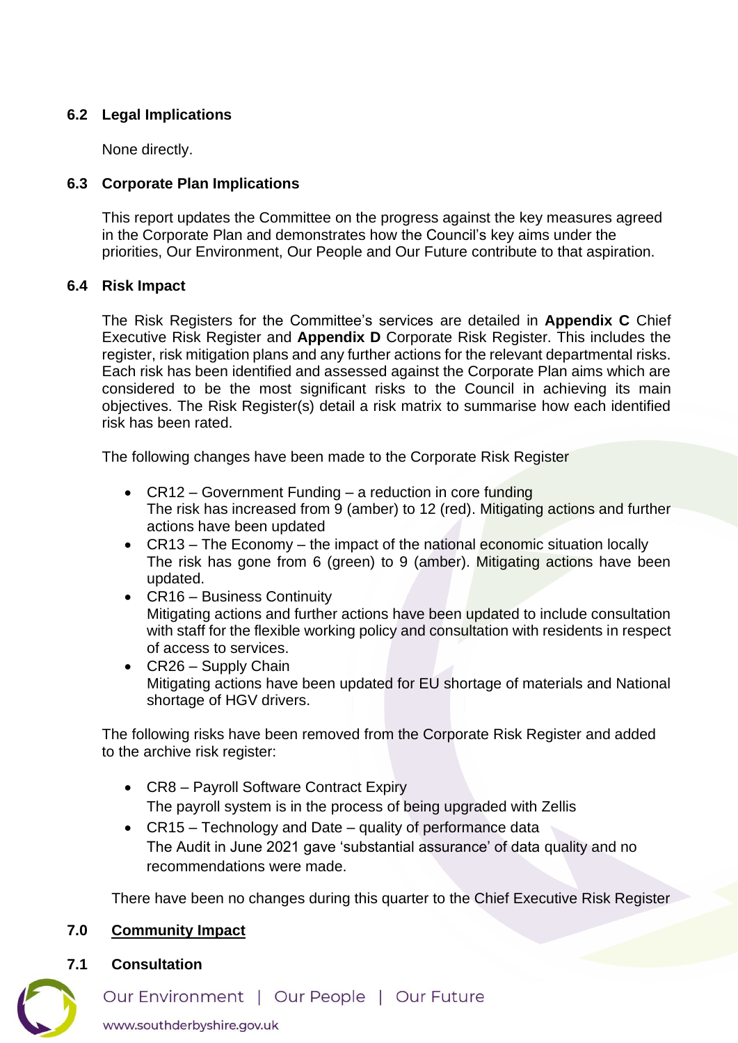### 6.2 Legal Implications

None directly.

### 6.3 Corporate Plan Implications

This report updates the Committee on the progress against the key measures agreed in the Corporate Plan and demonstrates how the Council's key aims under the priorities, Our Environment, Our People and Our Future contribute to that aspiration.

### 6.4 Risk Impact

The Risk Registers for the Committee's services are detailed in **Appendix C** Chief Executive Risk Register and **Appendix D** Corporate Risk Register. This includes the register, risk mitigation plans and any further actions for the relevant departmental risks. Each risk has been identified and assessed against the Corporate Plan aims which are considered to be the most significant risks to the Council in achieving its main objectives. The Risk Register(s) detail a risk matrix to summarise how each identified risk has been rated.

The following changes have been made to the Corporate Risk Register

- CR12 – Government Funding – a reduction in core funding
  The risk has increased from 9 (amber) to 12 (red). Mitigating actions and further actions have been updated
- CR13 – The Economy – the impact of the national economic situation locally
  The risk has gone from 6 (green) to 9 (amber). Mitigating actions have been updated.
- CR16 – Business Continuity
  Mitigating actions and further actions have been updated to include consultation with staff for the flexible working policy and consultation with residents in respect of access to services.
- CR26 – Supply Chain
  Mitigating actions have been updated for EU shortage of materials and National shortage of HGV drivers.

The following risks have been removed from the Corporate Risk Register and added to the archive risk register:

- CR8 – Payroll Software Contract Expiry
  The payroll system is in the process of being upgraded with Zellis
- CR15 – Technology and Date – quality of performance data
  The Audit in June 2021 gave 'substantial assurance' of data quality and no recommendations were made.

There have been no changes during this quarter to the Chief Executive Risk Register

## 7.0 Community Impact

### 7.1 Consultation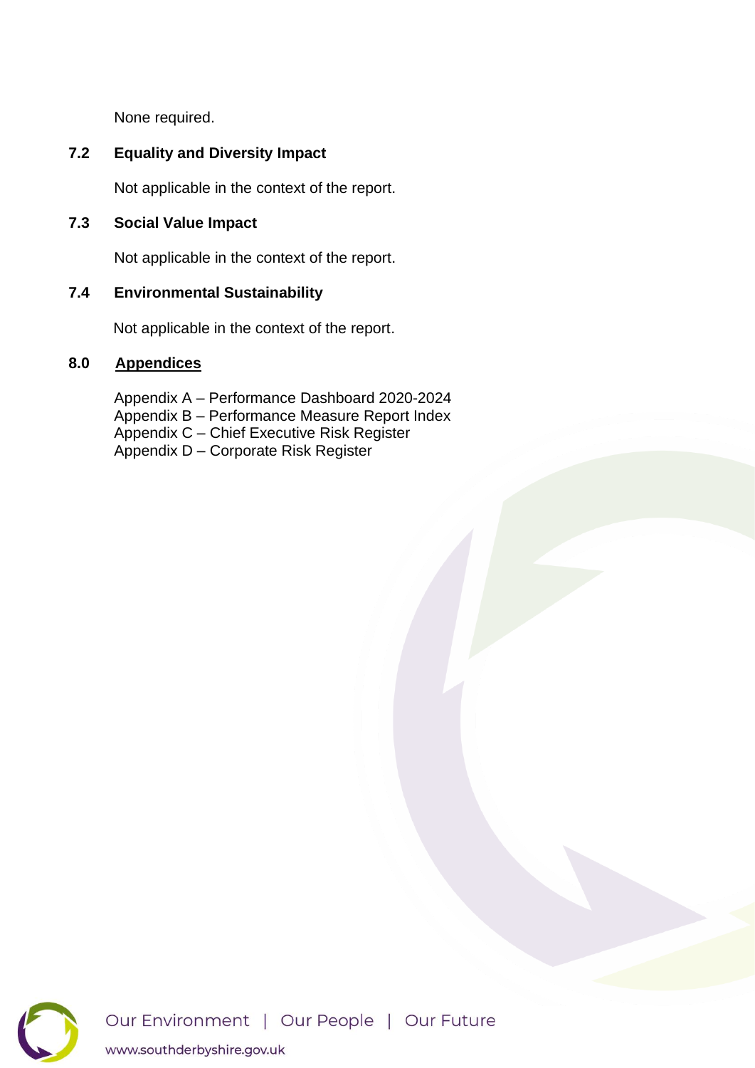None required.

### 7.2 Equality and Diversity Impact

Not applicable in the context of the report.

### 7.3 Social Value Impact

Not applicable in the context of the report.

### 7.4 Environmental Sustainability

Not applicable in the context of the report.

## 8.0 Appendices

Appendix A – Performance Dashboard 2020-2024
Appendix B – Performance Measure Report Index
Appendix C – Chief Executive Risk Register
Appendix D – Corporate Risk Register